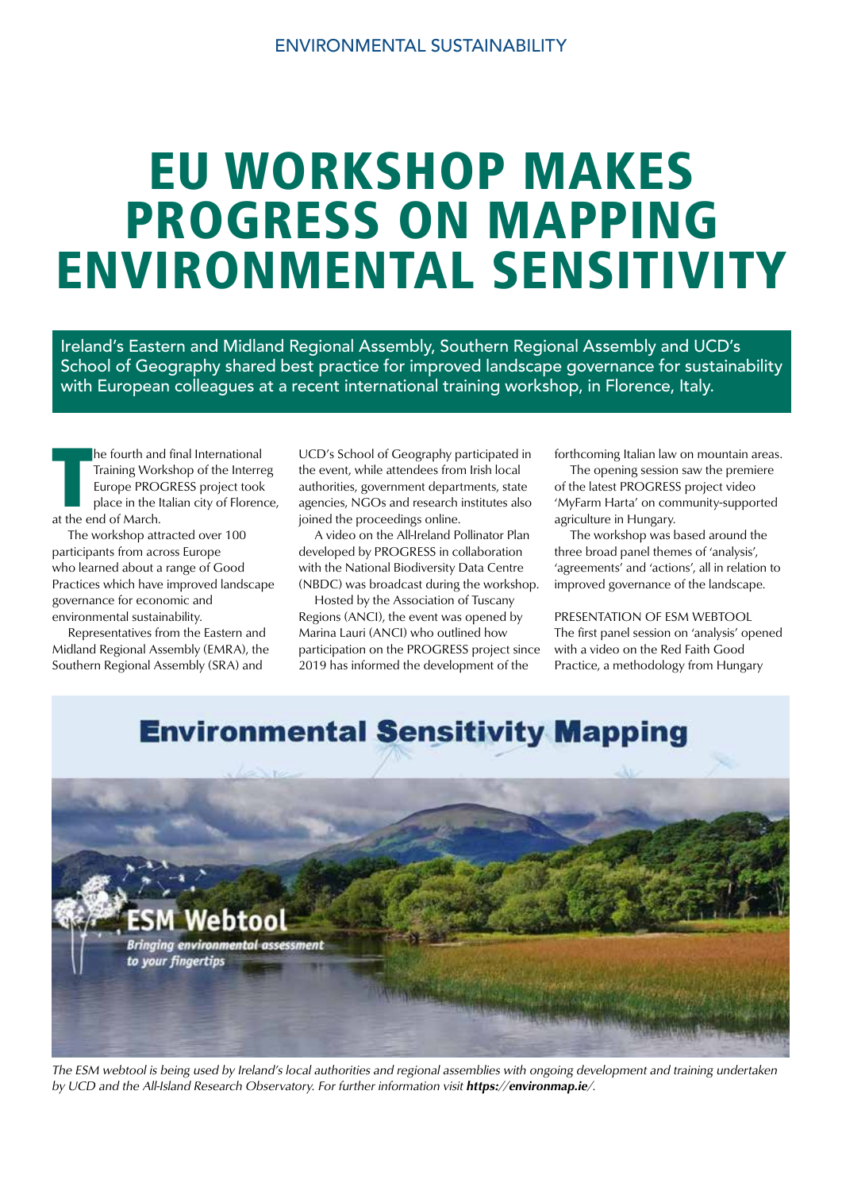ENVIRONMENTAL SUSTAINABILITY

# EU WORKSHOP MAKES PROGRESS ON MAPPING ENVIRONMENTAL SENSITIVITY

Ireland's Eastern and Midland Regional Assembly, Southern Regional Assembly and UCD's School of Geography shared best practice for improved landscape governance for sustainability with European colleagues at a recent international training workshop, in Florence, Italy.

The fourth and final International Training Workshop of the Interreg Europe PROGRESS project took place in the Italian city of Florence, at the end of March.

The workshop attracted over 100 participants from across Europe who learned about a range of Good Practices which have improved landscape governance for economic and environmental sustainability.

Representatives from the Eastern and Midland Regional Assembly (EMRA), the Southern Regional Assembly (SRA) and UCD's School of Geography participated in the event, while attendees from Irish local authorities, government departments, state agencies, NGOs and research institutes also joined the proceedings online.

A video on the All-Ireland Pollinator Plan developed by PROGRESS in collaboration with the National Biodiversity Data Centre (NBDC) was broadcast during the workshop.

Hosted by the Association of Tuscany Regions (ANCI), the event was opened by Marina Lauri (ANCI) who outlined how participation on the PROGRESS project since 2019 has informed the development of the forthcoming Italian law on mountain areas.

The opening session saw the premiere of the latest PROGRESS project video 'MyFarm Harta' on community-supported agriculture in Hungary.

The workshop was based around the three broad panel themes of 'analysis', 'agreements' and 'actions', all in relation to improved governance of the landscape.

## PRESENTATION OF ESM WEBTOOL

The first panel session on 'analysis' opened with a video on the Red Faith Good Practice, a methodology from Hungary

Environmental Sensitivity Mapping

ESM Webtool

*Bringing environmental assessment to your fingertips*

*The ESM webtool is being used by Ireland's local authorities and regional assemblies with ongoing development and training undertaken by UCD and the All-Island Research Observatory. For further information visit **https://environmap.ie/**.*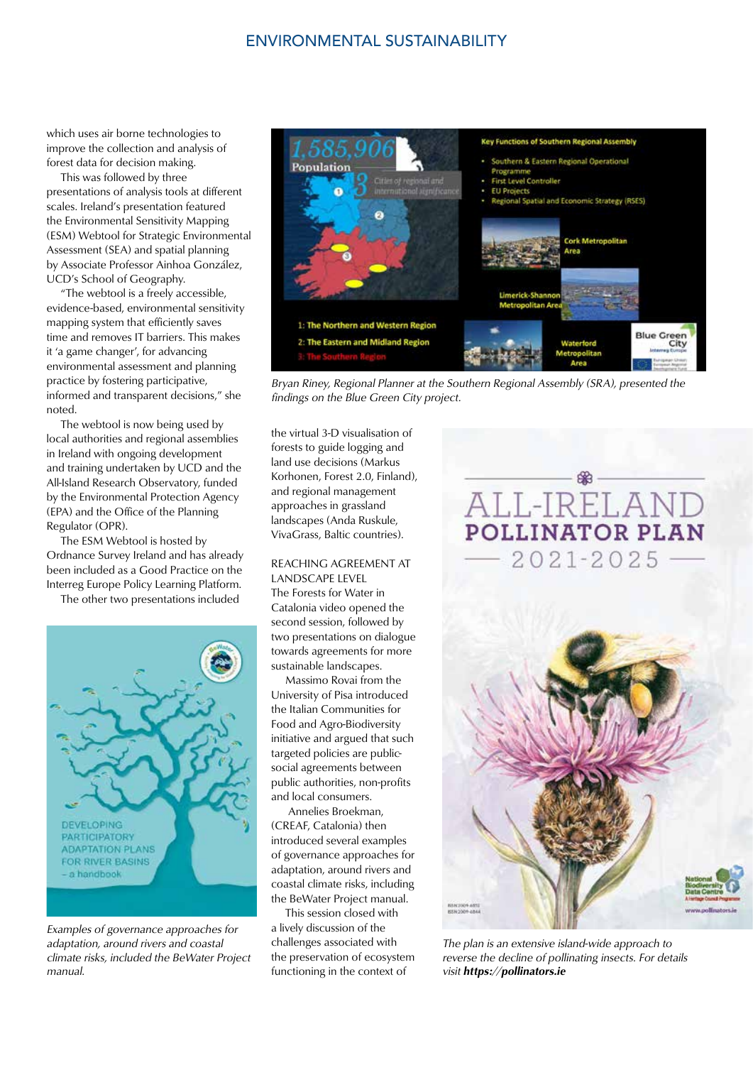which uses air borne technologies to improve the collection and analysis of forest data for decision making.

This was followed by three presentations of analysis tools at different scales. Ireland's presentation featured the Environmental Sensitivity Mapping (ESM) Webtool for Strategic Environmental Assessment (SEA) and spatial planning by Associate Professor Ainhoa González, UCD's School of Geography.

"The webtool is a freely accessible, evidence-based, environmental sensitivity mapping system that efficiently saves time and removes IT barriers. This makes it 'a game changer', for advancing environmental assessment and planning practice by fostering participative, informed and transparent decisions," she noted.

The webtool is now being used by local authorities and regional assemblies in Ireland with ongoing development and training undertaken by UCD and the All-Island Research Observatory, funded by the Environmental Protection Agency (EPA) and the Office of the Planning Regulator (OPR).

The ESM Webtool is hosted by Ordnance Survey Ireland and has already been included as a Good Practice on the Interreg Europe Policy Learning Platform.

The other two presentations included the virtual 3-D visualisation of forests to guide logging and land use decisions (Markus Korhonen, Forest 2.0, Finland), and regional management approaches in grassland landscapes (Anda Ruskule, VivaGrass, Baltic countries).

*Examples of governance approaches for adaptation, around rivers and coastal climate risks, included the BeWater Project manual.*

*Bryan Riney, Regional Planner at the Southern Regional Assembly (SRA), presented the findings on the Blue Green City project.*

## REACHING AGREEMENT AT LANDSCAPE LEVEL

The Forests for Water in Catalonia video opened the second session, followed by two presentations on dialogue towards agreements for more sustainable landscapes.

Massimo Rovai from the University of Pisa introduced the Italian Communities for Food and Agro-Biodiversity initiative and argued that such targeted policies are public-social agreements between public authorities, non-profits and local consumers.

Annelies Broekman, (CREAF, Catalonia) then introduced several examples of governance approaches for adaptation, around rivers and coastal climate risks, including the BeWater Project manual.

This session closed with a lively discussion of the challenges associated with the preservation of ecosystem functioning in the context of

*The plan is an extensive island-wide approach to reverse the decline of pollinating insects. For details visit* ***https://pollinators.ie***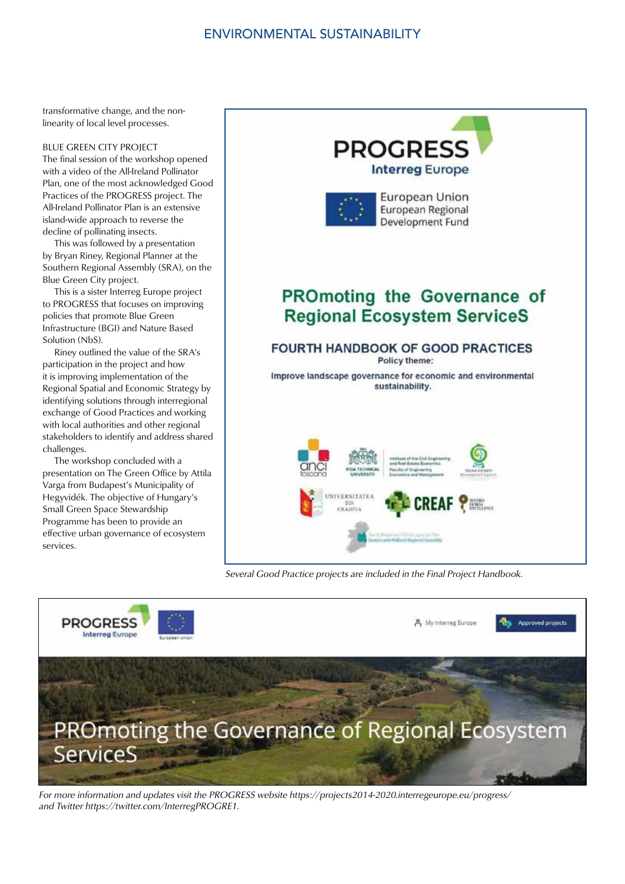transformative change, and the non-linearity of local level processes.

BLUE GREEN CITY PROJECT

The final session of the workshop opened with a video of the All-Ireland Pollinator Plan, one of the most acknowledged Good Practices of the PROGRESS project. The All-Ireland Pollinator Plan is an extensive island-wide approach to reverse the decline of pollinating insects.

This was followed by a presentation by Bryan Riney, Regional Planner at the Southern Regional Assembly (SRA), on the Blue Green City project.

This is a sister Interreg Europe project to PROGRESS that focuses on improving policies that promote Blue Green Infrastructure (BGI) and Nature Based Solution (NbS).

Riney outlined the value of the SRA's participation in the project and how it is improving implementation of the Regional Spatial and Economic Strategy by identifying solutions through interregional exchange of Good Practices and working with local authorities and other regional stakeholders to identify and address shared challenges.

The workshop concluded with a presentation on The Green Office by Attila Varga from Budapest's Municipality of Hegyvidék. The objective of Hungary's Small Green Space Stewardship Programme has been to provide an effective urban governance of ecosystem services.

*Several Good Practice projects are included in the Final Project Handbook.*

*For more information and updates visit the PROGRESS website https://projects2014-2020.interregeurope.eu/progress/ and Twitter https://twitter.com/InterregPROGRE1.*